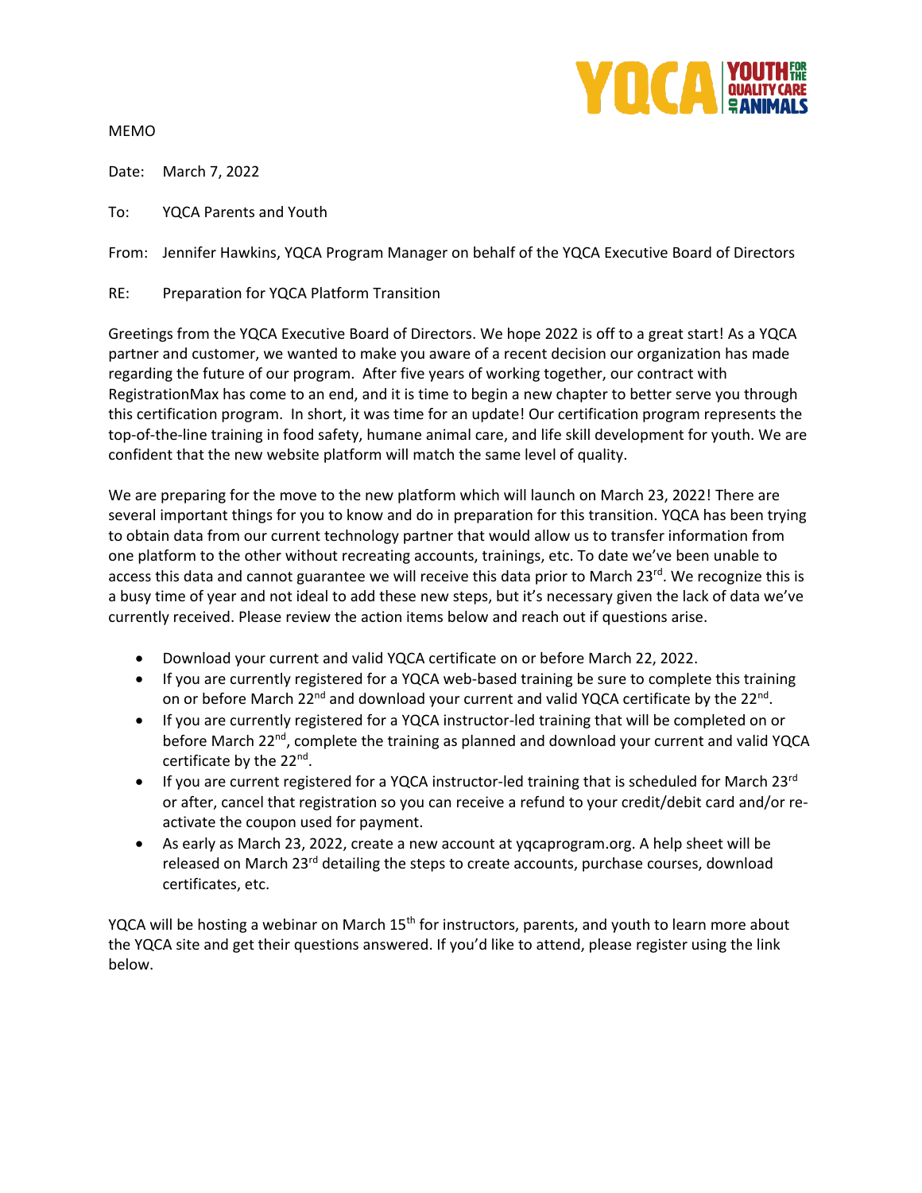MEMO

Date: March 7, 2022

To: YQCA Parents and Youth

From: Jennifer Hawkins, YQCA Program Manager on behalf of the YQCA Executive Board of Directors

RE: Preparation for YQCA Platform Transition

Greetings from the YQCA Executive Board of Directors. We hope 2022 is off to a great start! As a YQCA partner and customer, we wanted to make you aware of a recent decision our organization has made regarding the future of our program. After five years of working together, our contract with RegistrationMax has come to an end, and it is time to begin a new chapter to better serve you through this certification program. In short, it was time for an update! Our certification program represents the top-of-the-line training in food safety, humane animal care, and life skill development for youth. We are confident that the new website platform will match the same level of quality.

We are preparing for the move to the new platform which will launch on March 23, 2022! There are several important things for you to know and do in preparation for this transition. YQCA has been trying to obtain data from our current technology partner that would allow us to transfer information from one platform to the other without recreating accounts, trainings, etc. To date we've been unable to access this data and cannot guarantee we will receive this data prior to March 23rd. We recognize this is a busy time of year and not ideal to add these new steps, but it's necessary given the lack of data we've currently received. Please review the action items below and reach out if questions arise.

- Download your current and valid YQCA certificate on or before March 22, 2022.
- If you are currently registered for a YQCA web-based training be sure to complete this training on or before March 22nd and download your current and valid YQCA certificate by the 22nd.
- If you are currently registered for a YQCA instructor-led training that will be completed on or before March 22nd, complete the training as planned and download your current and valid YQCA certificate by the 22nd.
- If you are current registered for a YQCA instructor-led training that is scheduled for March 23rd or after, cancel that registration so you can receive a refund to your credit/debit card and/or re-activate the coupon used for payment.
- As early as March 23, 2022, create a new account at yqcaprogram.org. A help sheet will be released on March 23rd detailing the steps to create accounts, purchase courses, download certificates, etc.

YQCA will be hosting a webinar on March 15th for instructors, parents, and youth to learn more about the YQCA site and get their questions answered. If you'd like to attend, please register using the link below.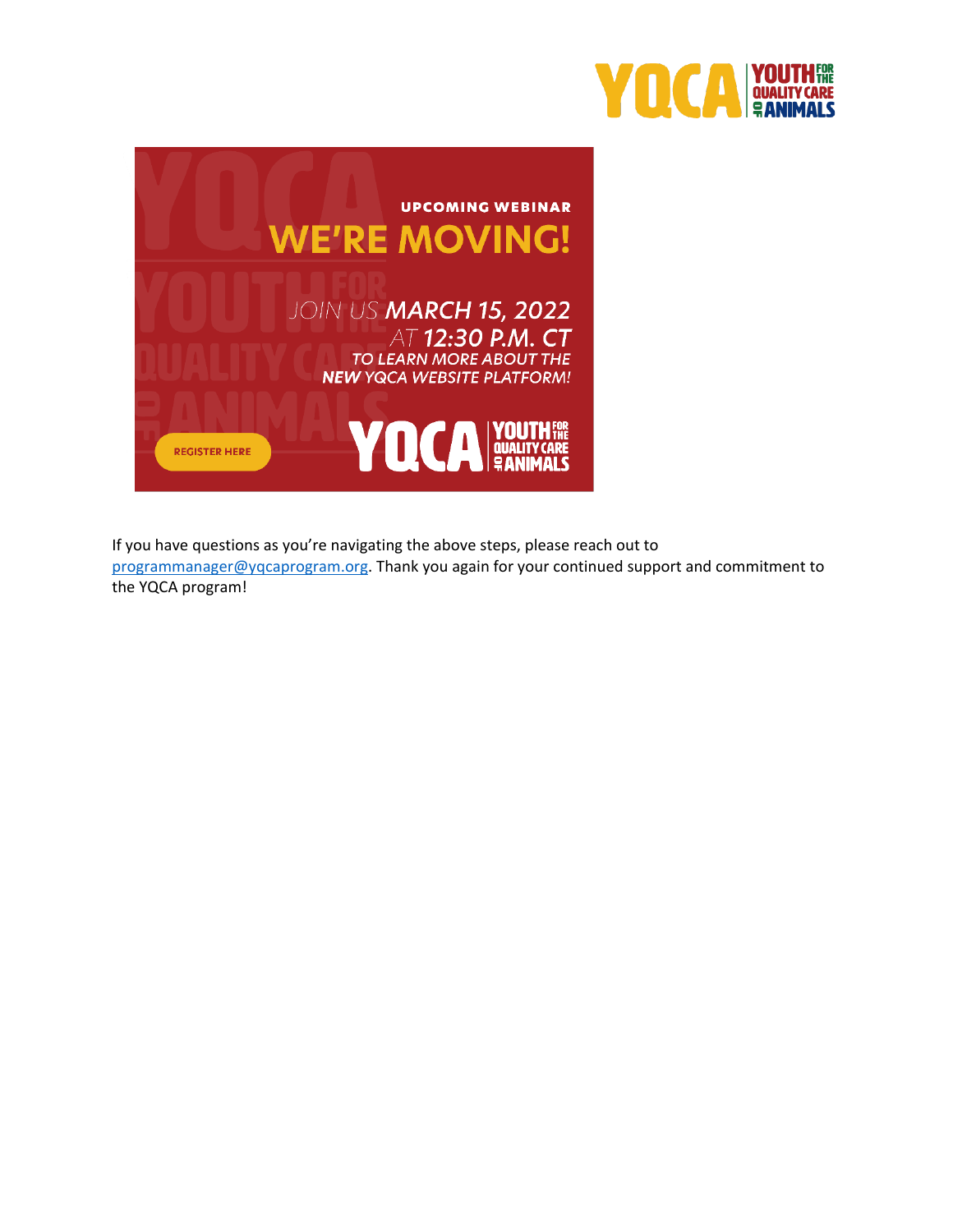UPCOMING WEBINAR

**WE'RE MOVING!**

*JOIN US* ***MARCH 15, 2022***
*AT* ***12:30 P.M. CT***
*TO LEARN MORE ABOUT THE*
***NEW*** *YQCA WEBSITE PLATFORM!*

REGISTER HERE

If you have questions as you're navigating the above steps, please reach out to programmanager@yqcaprogram.org. Thank you again for your continued support and commitment to the YQCA program!